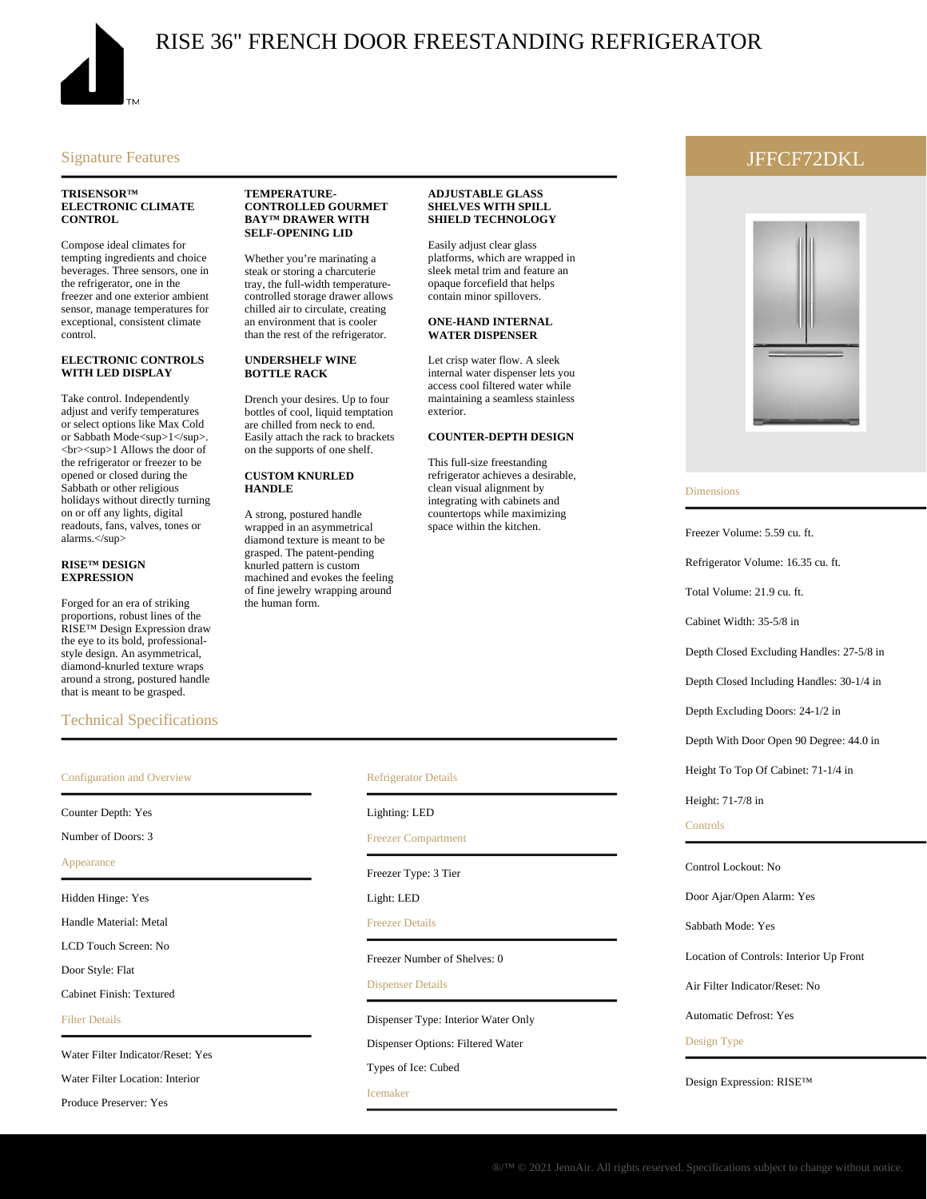# RISE 36" FRENCH DOOR FREESTANDING REFRIGERATOR

## JFFCF72DKL

## Signature Features

**TRISENSOR™ ELECTRONIC CLIMATE CONTROL**

Compose ideal climates for tempting ingredients and choice beverages. Three sensors, one in the refrigerator, one in the freezer and one exterior ambient sensor, manage temperatures for exceptional, consistent climate control.

**ELECTRONIC CONTROLS WITH LED DISPLAY**

Take control. Independently adjust and verify temperatures or select options like Max Cold or Sabbath Mode<sup>1</sup>.<br><sup>1 Allows the door of the refrigerator or freezer to be opened or closed during the Sabbath or other religious holidays without directly turning on or off any lights, digital readouts, fans, valves, tones or alarms.</sup>

**RISE™ DESIGN EXPRESSION**

Forged for an era of striking proportions, robust lines of the RISE™ Design Expression draw the eye to its bold, professional-style design. An asymmetrical, diamond-knurled texture wraps around a strong, postured handle that is meant to be grasped.

**TEMPERATURE-CONTROLLED GOURMET BAY™ DRAWER WITH SELF-OPENING LID**

Whether you're marinating a steak or storing a charcuterie tray, the full-width temperature-controlled storage drawer allows chilled air to circulate, creating an environment that is cooler than the rest of the refrigerator.

**UNDERSHELF WINE BOTTLE RACK**

Drench your desires. Up to four bottles of cool, liquid temptation are chilled from neck to end. Easily attach the rack to brackets on the supports of one shelf.

**CUSTOM KNURLED HANDLE**

A strong, postured handle wrapped in an asymmetrical diamond texture is meant to be grasped. The patent-pending knurled pattern is custom machined and evokes the feeling of fine jewelry wrapping around the human form.

**ADJUSTABLE GLASS SHELVES WITH SPILL SHIELD TECHNOLOGY**

Easily adjust clear glass platforms, which are wrapped in sleek metal trim and feature an opaque forcefield that helps contain minor spillovers.

**ONE-HAND INTERNAL WATER DISPENSER**

Let crisp water flow. A sleek internal water dispenser lets you access cool filtered water while maintaining a seamless stainless exterior.

**COUNTER-DEPTH DESIGN**

This full-size freestanding refrigerator achieves a desirable, clean visual alignment by integrating with cabinets and countertops while maximizing space within the kitchen.

## Technical Specifications

### Configuration and Overview

Counter Depth: Yes

Number of Doors: 3

### Appearance

Hidden Hinge: Yes

Handle Material: Metal

LCD Touch Screen: No

Door Style: Flat

Cabinet Finish: Textured

### Filter Details

Water Filter Indicator/Reset: Yes

Water Filter Location: Interior

Produce Preserver: Yes

### Refrigerator Details

Lighting: LED

### Freezer Compartment

Freezer Type: 3 Tier

Light: LED

### Freezer Details

Freezer Number of Shelves: 0

### Dispenser Details

Dispenser Type: Interior Water Only

Dispenser Options: Filtered Water

Types of Ice: Cubed

### Icemaker

### Dimensions

Freezer Volume: 5.59 cu. ft.

Refrigerator Volume: 16.35 cu. ft.

Total Volume: 21.9 cu. ft.

Cabinet Width: 35-5/8 in

Depth Closed Excluding Handles: 27-5/8 in

Depth Closed Including Handles: 30-1/4 in

Depth Excluding Doors: 24-1/2 in

Depth With Door Open 90 Degree: 44.0 in

Height To Top Of Cabinet: 71-1/4 in

Height: 71-7/8 in

### Controls

Control Lockout: No

Door Ajar/Open Alarm: Yes

Sabbath Mode: Yes

Location of Controls: Interior Up Front

Air Filter Indicator/Reset: No

Automatic Defrost: Yes

### Design Type

Design Expression: RISE™

®/™ © 2021 JennAir. All rights reserved. Specifications subject to change without notice.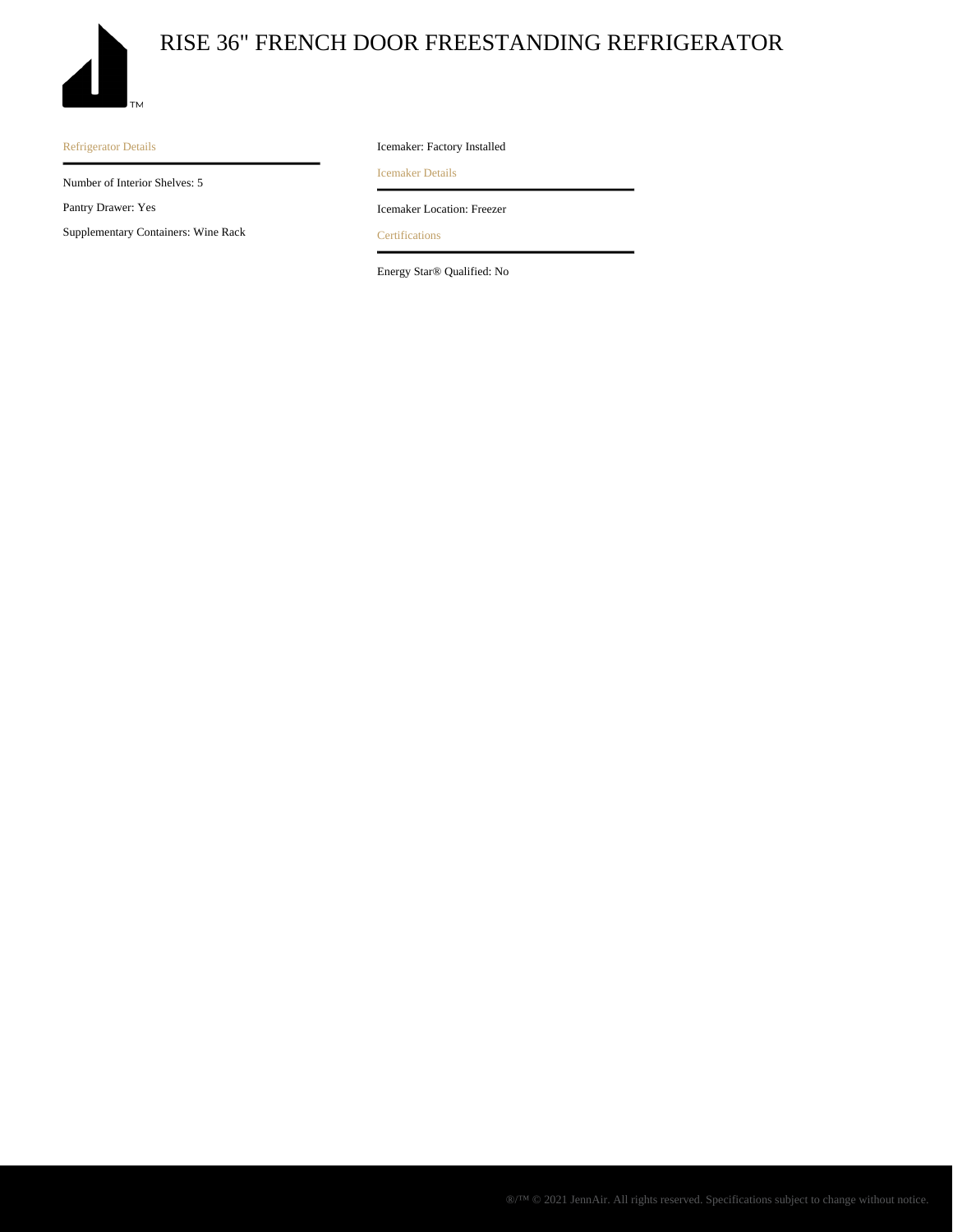# RISE 36" FRENCH DOOR FREESTANDING REFRIGERATOR

## Refrigerator Details

Number of Interior Shelves: 5

Pantry Drawer: Yes

Supplementary Containers: Wine Rack

Icemaker: Factory Installed

## Icemaker Details

Icemaker Location: Freezer

## Certifications

Energy Star® Qualified: No

®/™ © 2021 JennAir. All rights reserved. Specifications subject to change without notice.